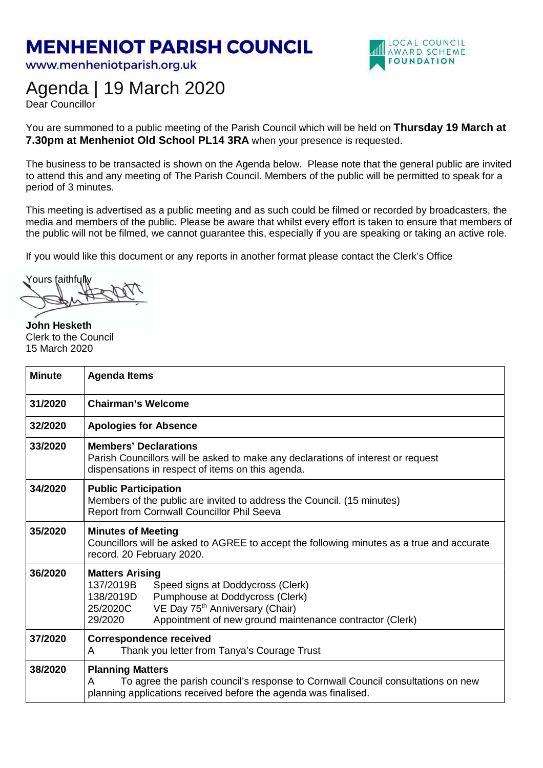# MENHENIOT PARISH COUNCIL

www.menheniotparish.org.uk

LOCAL COUNCIL AWARD SCHEME FOUNDATION

# Agenda | 19 March 2020

Dear Councillor

You are summoned to a public meeting of the Parish Council which will be held on **Thursday 19 March at 7.30pm at Menheniot Old School PL14 3RA** when your presence is requested.

The business to be transacted is shown on the Agenda below. Please note that the general public are invited to attend this and any meeting of The Parish Council. Members of the public will be permitted to speak for a period of 3 minutes.

This meeting is advertised as a public meeting and as such could be filmed or recorded by broadcasters, the media and members of the public. Please be aware that whilst every effort is taken to ensure that members of the public will not be filmed, we cannot guarantee this, especially if you are speaking or taking an active role.

If you would like this document or any reports in another format please contact the Clerk's Office

Yours faithfully

**John Hesketh**
Clerk to the Council
15 March 2020

| Minute | Agenda Items |
|---|---|
| 31/2020 | **Chairman's Welcome** |
| 32/2020 | **Apologies for Absence** |
| 33/2020 | **Members' Declarations**<br>Parish Councillors will be asked to make any declarations of interest or request dispensations in respect of items on this agenda. |
| 34/2020 | **Public Participation**<br>Members of the public are invited to address the Council. (15 minutes)<br>Report from Cornwall Councillor Phil Seeva |
| 35/2020 | **Minutes of Meeting**<br>Councillors will be asked to AGREE to accept the following minutes as a true and accurate record. 20 February 2020. |
| 36/2020 | **Matters Arising**<br>137/2019B Speed signs at Doddycross (Clerk)<br>138/2019D Pumphouse at Doddycross (Clerk)<br>25/2020C VE Day 75th Anniversary (Chair)<br>29/2020 Appointment of new ground maintenance contractor (Clerk) |
| 37/2020 | **Correspondence received**<br>A Thank you letter from Tanya's Courage Trust |
| 38/2020 | **Planning Matters**<br>A To agree the parish council's response to Cornwall Council consultations on new planning applications received before the agenda was finalised. |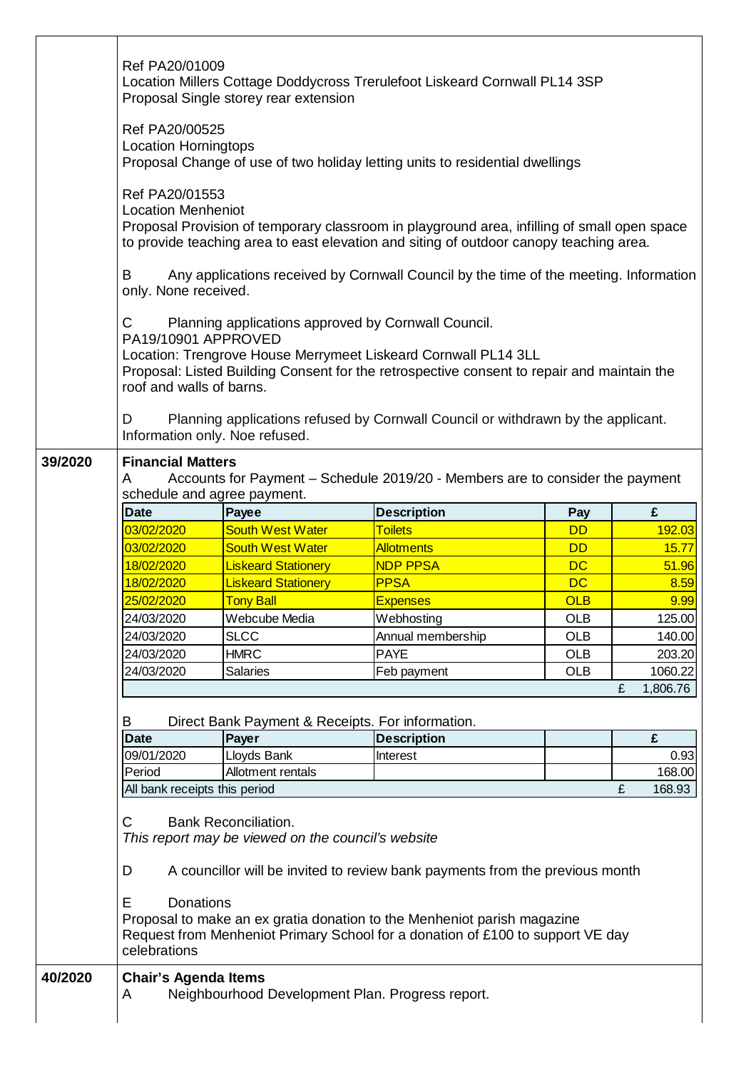| | |
|---|---|
| | Ref PA20/01009<br>Location Millers Cottage Doddycross Trerulefoot Liskeard Cornwall PL14 3SP<br>Proposal Single storey rear extension<br><br>Ref PA20/00525<br>Location Horningtops<br>Proposal Change of use of two holiday letting units to residential dwellings<br><br>Ref PA20/01553<br>Location Menheniot<br>Proposal Provision of temporary classroom in playground area, infilling of small open space to provide teaching area to east elevation and siting of outdoor canopy teaching area.<br><br>B Any applications received by Cornwall Council by the time of the meeting. Information only. None received.<br><br>C Planning applications approved by Cornwall Council.<br>PA19/10901 APPROVED<br>Location: Trengrove House Merrymeet Liskeard Cornwall PL14 3LL<br>Proposal: Listed Building Consent for the retrospective consent to repair and maintain the roof and walls of barns.<br><br>D Planning applications refused by Cornwall Council or withdrawn by the applicant. Information only. Noe refused. |

**39/2020** **Financial Matters**

A Accounts for Payment – Schedule 2019/20 - Members are to consider the payment schedule and agree payment.

| Date | Payee | Description | Pay | £ |
|---|---|---|---|---|
| 03/02/2020 | South West Water | Toilets | DD | 192.03 |
| 03/02/2020 | South West Water | Allotments | DD | 15.77 |
| 18/02/2020 | Liskeard Stationery | NDP PPSA | DC | 51.96 |
| 18/02/2020 | Liskeard Stationery | PPSA | DC | 8.59 |
| 25/02/2020 | Tony Ball | Expenses | OLB | 9.99 |
| 24/03/2020 | Webcube Media | Webhosting | OLB | 125.00 |
| 24/03/2020 | SLCC | Annual membership | OLB | 140.00 |
| 24/03/2020 | HMRC | PAYE | OLB | 203.20 |
| 24/03/2020 | Salaries | Feb payment | OLB | 1060.22 |
| | | | | £ 1,806.76 |

B Direct Bank Payment & Receipts. For information.

| Date | Payer | Description | | £ |
|---|---|---|---|---|
| 09/01/2020 | Lloyds Bank | Interest | | 0.93 |
| Period | Allotment rentals | | | 168.00 |
| All bank receipts this period | | | | £ 168.93 |

C Bank Reconciliation.
*This report may be viewed on the council's website*

D A councillor will be invited to review bank payments from the previous month

E Donations
Proposal to make an ex gratia donation to the Menheniot parish magazine
Request from Menheniot Primary School for a donation of £100 to support VE day celebrations

**40/2020** **Chair's Agenda Items**

A Neighbourhood Development Plan. Progress report.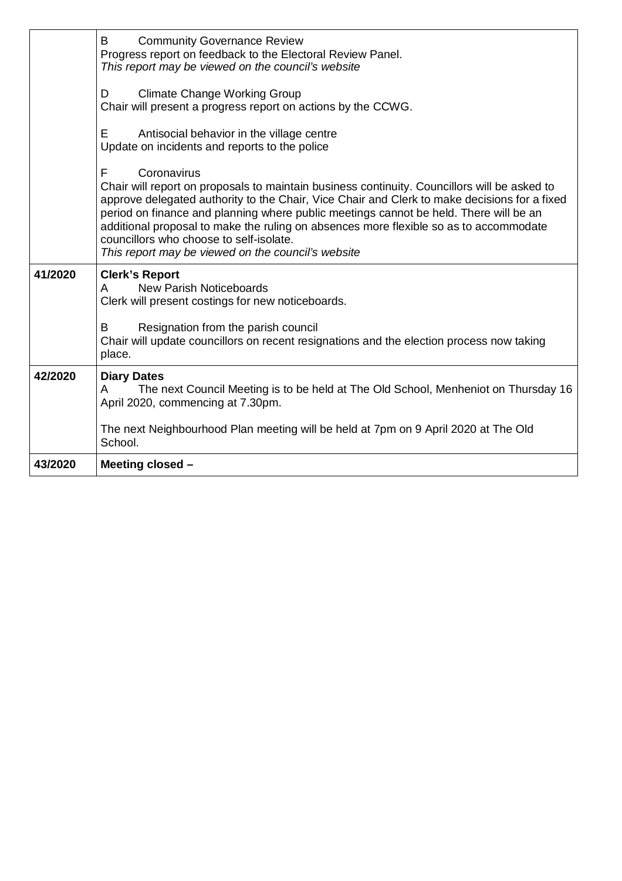| | |
|---|---|
| | B Community Governance Review<br>Progress report on feedback to the Electoral Review Panel.<br>*This report may be viewed on the council's website*<br><br>D Climate Change Working Group<br>Chair will present a progress report on actions by the CCWG.<br><br>E Antisocial behavior in the village centre<br>Update on incidents and reports to the police<br><br>F Coronavirus<br>Chair will report on proposals to maintain business continuity. Councillors will be asked to approve delegated authority to the Chair, Vice Chair and Clerk to make decisions for a fixed period on finance and planning where public meetings cannot be held. There will be an additional proposal to make the ruling on absences more flexible so as to accommodate councillors who choose to self-isolate.<br>*This report may be viewed on the council's website* |
| **41/2020** | **Clerk's Report**<br>A New Parish Noticeboards<br>Clerk will present costings for new noticeboards.<br><br>B Resignation from the parish council<br>Chair will update councillors on recent resignations and the election process now taking place. |
| **42/2020** | **Diary Dates**<br>A The next Council Meeting is to be held at The Old School, Menheniot on Thursday 16 April 2020, commencing at 7.30pm.<br><br>The next Neighbourhood Plan meeting will be held at 7pm on 9 April 2020 at The Old School. |
| **43/2020** | **Meeting closed –** |